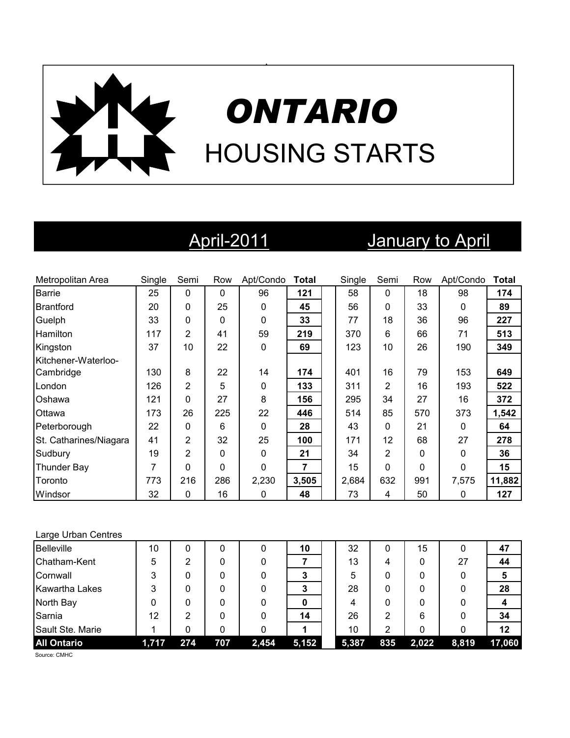# ONTARIO

# HOUSING STARTS

| | April-2011 | | | | | January to April | | | | |
|---|---|---|---|---|---|---|---|---|---|---|
| Metropolitan Area | Single | Semi | Row | Apt/Condo | **Total** | Single | Semi | Row | Apt/Condo | **Total** |
| Barrie | 25 | 0 | 0 | 96 | **121** | 58 | 0 | 18 | 98 | **174** |
| Brantford | 20 | 0 | 25 | 0 | **45** | 56 | 0 | 33 | 0 | **89** |
| Guelph | 33 | 0 | 0 | 0 | **33** | 77 | 18 | 36 | 96 | **227** |
| Hamilton | 117 | 2 | 41 | 59 | **219** | 370 | 6 | 66 | 71 | **513** |
| Kingston | 37 | 10 | 22 | 0 | **69** | 123 | 10 | 26 | 190 | **349** |
| Kitchener-Waterloo-Cambridge | 130 | 8 | 22 | 14 | **174** | 401 | 16 | 79 | 153 | **649** |
| London | 126 | 2 | 5 | 0 | **133** | 311 | 2 | 16 | 193 | **522** |
| Oshawa | 121 | 0 | 27 | 8 | **156** | 295 | 34 | 27 | 16 | **372** |
| Ottawa | 173 | 26 | 225 | 22 | **446** | 514 | 85 | 570 | 373 | **1,542** |
| Peterborough | 22 | 0 | 6 | 0 | **28** | 43 | 0 | 21 | 0 | **64** |
| St. Catharines/Niagara | 41 | 2 | 32 | 25 | **100** | 171 | 12 | 68 | 27 | **278** |
| Sudbury | 19 | 2 | 0 | 0 | **21** | 34 | 2 | 0 | 0 | **36** |
| Thunder Bay | 7 | 0 | 0 | 0 | **7** | 15 | 0 | 0 | 0 | **15** |
| Toronto | 773 | 216 | 286 | 2,230 | **3,505** | 2,684 | 632 | 991 | 7,575 | **11,882** |
| Windsor | 32 | 0 | 16 | 0 | **48** | 73 | 4 | 50 | 0 | **127** |
| Large Urban Centres | | | | | | | | | | |
| Belleville | 10 | 0 | 0 | 0 | **10** | 32 | 0 | 15 | 0 | **47** |
| Chatham-Kent | 5 | 2 | 0 | 0 | **7** | 13 | 4 | 0 | 27 | **44** |
| Cornwall | 3 | 0 | 0 | 0 | **3** | 5 | 0 | 0 | 0 | **5** |
| Kawartha Lakes | 3 | 0 | 0 | 0 | **3** | 28 | 0 | 0 | 0 | **28** |
| North Bay | 0 | 0 | 0 | 0 | **0** | 4 | 0 | 0 | 0 | **4** |
| Sarnia | 12 | 2 | 0 | 0 | **14** | 26 | 2 | 6 | 0 | **34** |
| Sault Ste. Marie | 1 | 0 | 0 | 0 | **1** | 10 | 2 | 0 | 0 | **12** |
| **All Ontario** | **1,717** | **274** | **707** | **2,454** | **5,152** | **5,387** | **835** | **2,022** | **8,819** | **17,060** |

Source: CMHC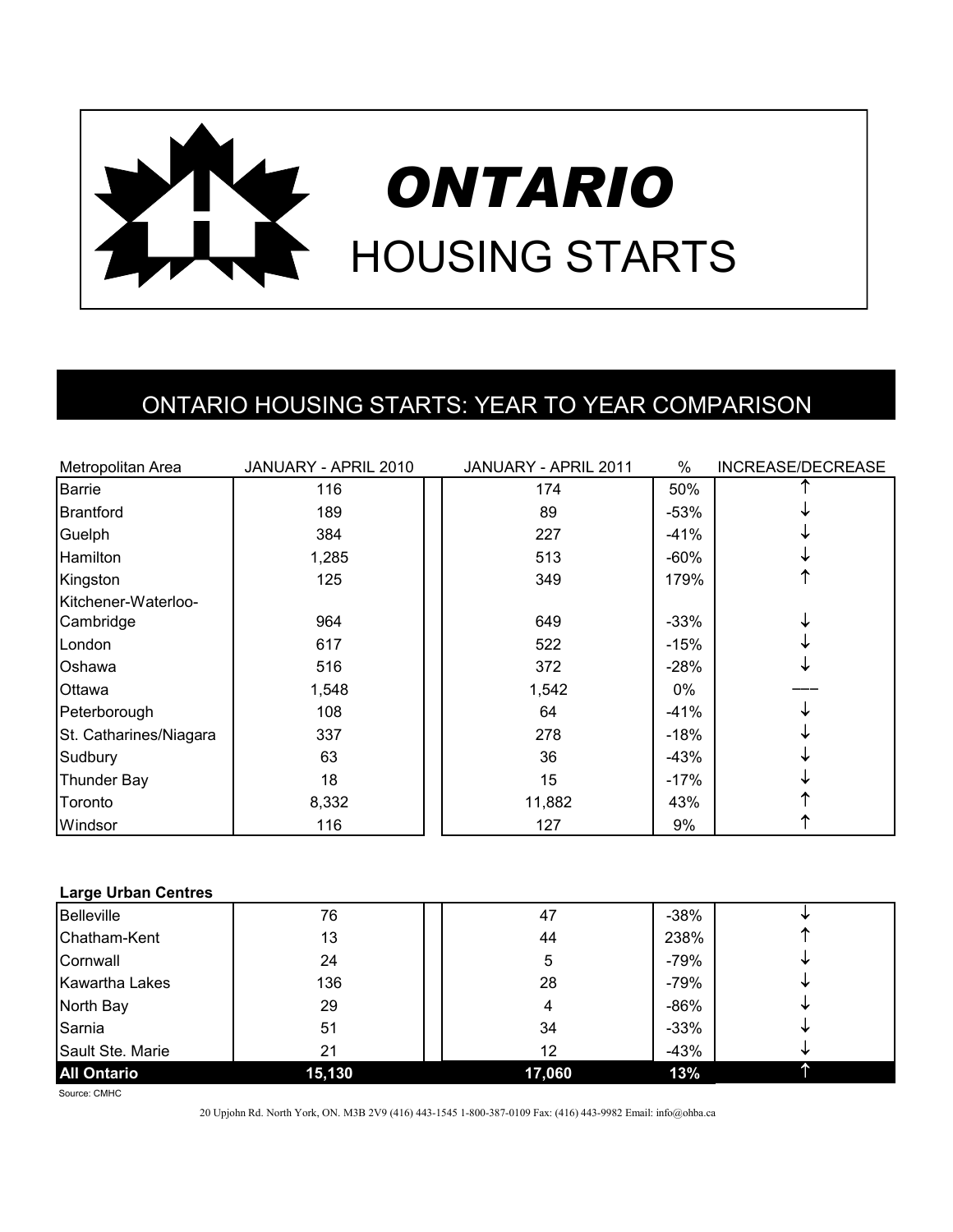# *ONTARIO*
# HOUSING STARTS

## ONTARIO HOUSING STARTS: YEAR TO YEAR COMPARISON

| Metropolitan Area | JANUARY - APRIL 2010 | JANUARY - APRIL 2011 | % | INCREASE/DECREASE |
|---|---|---|---|---|
| Barrie | 116 | 174 | 50% | ↑ |
| Brantford | 189 | 89 | -53% | ↓ |
| Guelph | 384 | 227 | -41% | ↓ |
| Hamilton | 1,285 | 513 | -60% | ↓ |
| Kingston | 125 | 349 | 179% | ↑ |
| Kitchener-Waterloo-Cambridge | 964 | 649 | -33% | ↓ |
| London | 617 | 522 | -15% | ↓ |
| Oshawa | 516 | 372 | -28% | ↓ |
| Ottawa | 1,548 | 1,542 | 0% | ——— |
| Peterborough | 108 | 64 | -41% | ↓ |
| St. Catharines/Niagara | 337 | 278 | -18% | ↓ |
| Sudbury | 63 | 36 | -43% | ↓ |
| Thunder Bay | 18 | 15 | -17% | ↓ |
| Toronto | 8,332 | 11,882 | 43% | ↑ |
| Windsor | 116 | 127 | 9% | ↑ |
| **Large Urban Centres** | | | | |
| Belleville | 76 | 47 | -38% | ↓ |
| Chatham-Kent | 13 | 44 | 238% | ↑ |
| Cornwall | 24 | 5 | -79% | ↓ |
| Kawartha Lakes | 136 | 28 | -79% | ↓ |
| North Bay | 29 | 4 | -86% | ↓ |
| Sarnia | 51 | 34 | -33% | ↓ |
| Sault Ste. Marie | 21 | 12 | -43% | ↓ |
| **All Ontario** | **15,130** | **17,060** | **13%** | ↑ |

Source: CMHC

20 Upjohn Rd. North York, ON. M3B 2V9 (416) 443-1545 1-800-387-0109 Fax: (416) 443-9982 Email: info@ohba.ca